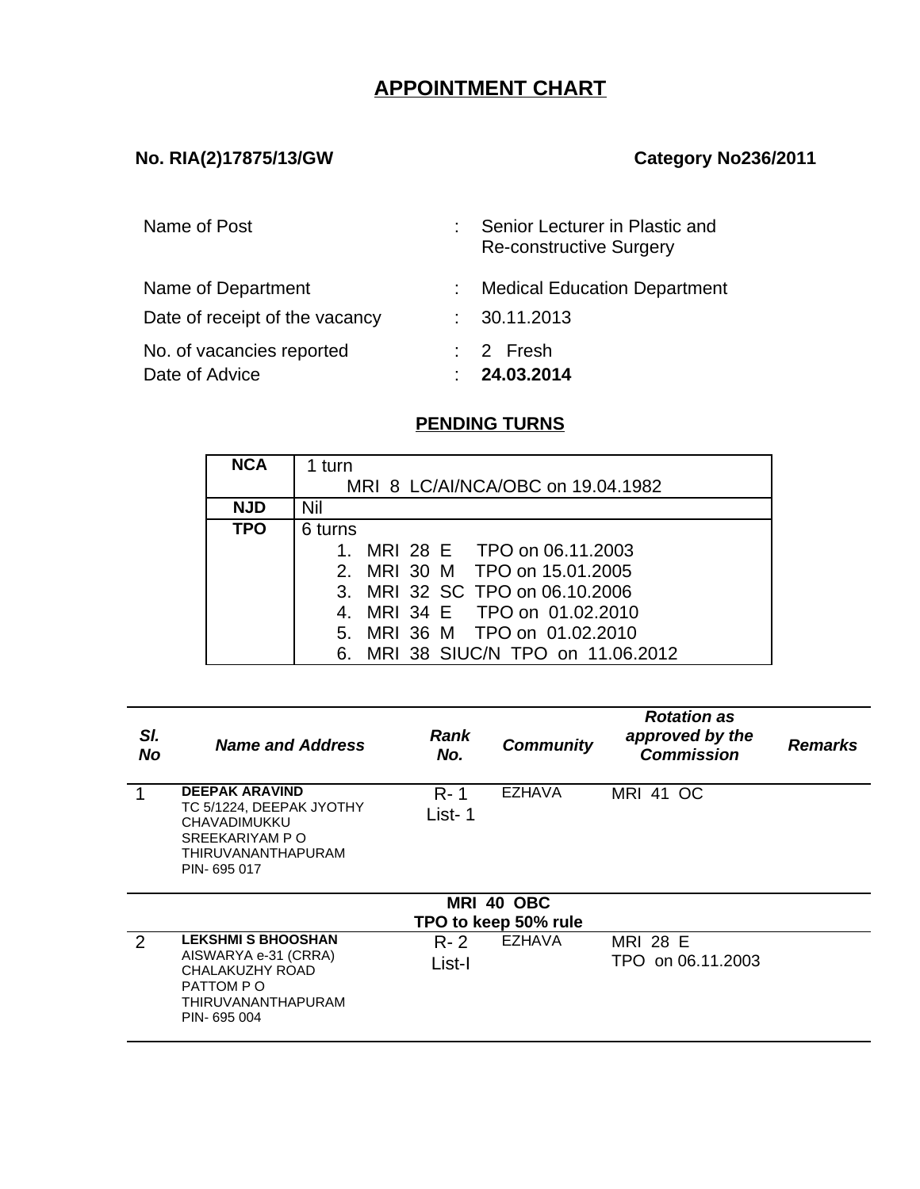# APPOINTMENT CHART

**No. RIA(2)17875/13/GW** **Category No236/2011**

| | | |
|---|---|---|
| Name of Post | : | Senior Lecturer in Plastic and Re-constructive Surgery |
| Name of Department | : | Medical Education Department |
| Date of receipt of the vacancy | : | 30.11.2013 |
| No. of vacancies reported | : | 2 Fresh |
| Date of Advice | : | **24.03.2014** |

## PENDING TURNS

| | |
|---|---|
| **NCA** | 1 turn<br>MRI 8 LC/AI/NCA/OBC on 19.04.1982 |
| **NJD** | Nil |
| **TPO** | 6 turns<br>1. MRI 28 E TPO on 06.11.2003<br>2. MRI 30 M TPO on 15.01.2005<br>3. MRI 32 SC TPO on 06.10.2006<br>4. MRI 34 E TPO on 01.02.2010<br>5. MRI 36 M TPO on 01.02.2010<br>6. MRI 38 SIUC/N TPO on 11.06.2012 |

| *Sl. No* | *Name and Address* | *Rank No.* | *Community* | *Rotation as approved by the Commission* | *Remarks* |
|---|---|---|---|---|---|
| 1 | **DEEPAK ARAVIND**<br>TC 5/1224, DEEPAK JYOTHY<br>CHAVADIMUKKU<br>SREEKARIYAM P O<br>THIRUVANANTHAPURAM<br>PIN- 695 017 | R- 1<br>List- 1 | EZHAVA | MRI 41 OC | |
| | **MRI 40 OBC**<br>**TPO to keep 50% rule** | | | | |
| 2 | **LEKSHMI S BHOOSHAN**<br>AISWARYA e-31 (CRRA)<br>CHALAKUZHY ROAD<br>PATTOM P O<br>THIRUVANANTHAPURAM<br>PIN- 695 004 | R- 2<br>List-I | EZHAVA | MRI 28 E<br>TPO on 06.11.2003 | |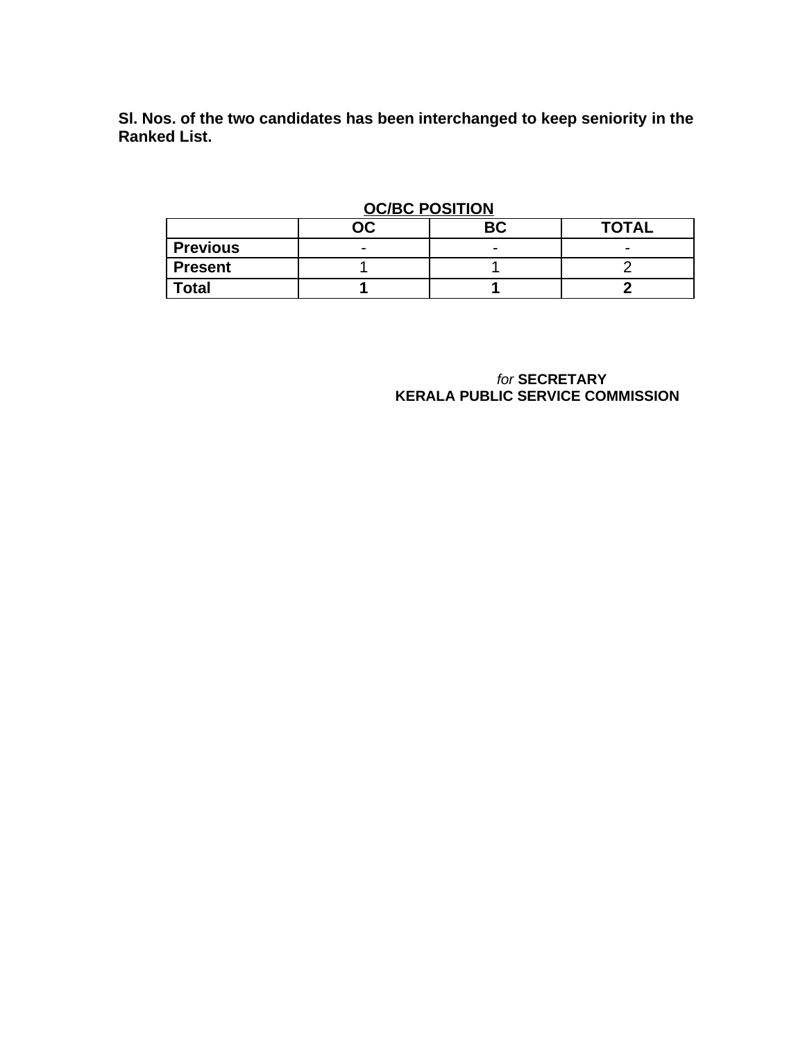**Sl. Nos. of the two candidates has been interchanged to keep seniority in the Ranked List.**

**OC/BC POSITION**

| | OC | BC | TOTAL |
|---|---|---|---|
| **Previous** | - | - | - |
| **Present** | 1 | 1 | 2 |
| **Total** | **1** | **1** | **2** |

*for* **SECRETARY**
**KERALA PUBLIC SERVICE COMMISSION**